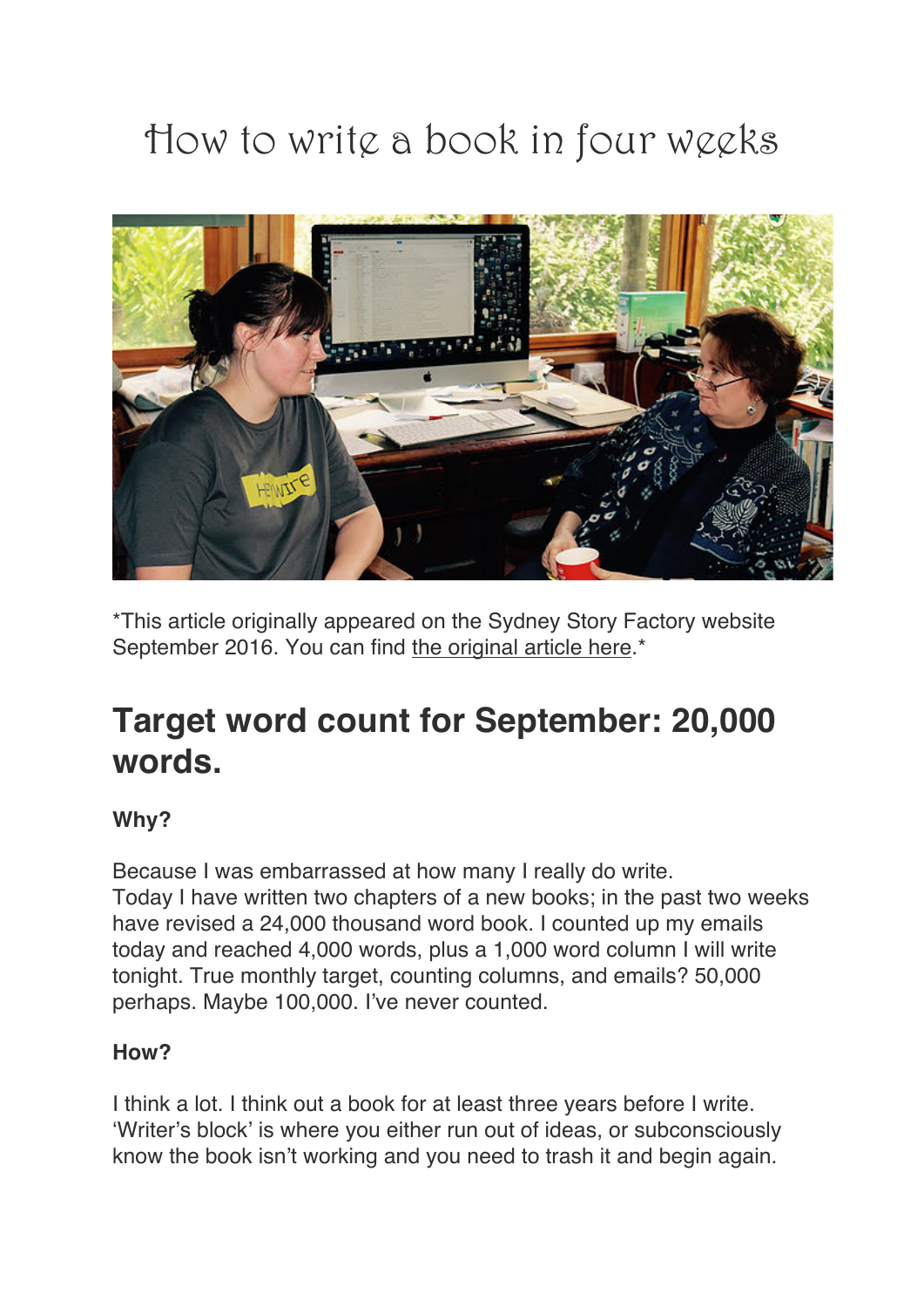# How to write a book in four weeks

*This article originally appeared on the Sydney Story Factory website September 2016. You can find the original article here.*

## Target word count for September: 20,000 words.

**Why?**

Because I was embarrassed at how many I really do write.
Today I have written two chapters of a new books; in the past two weeks have revised a 24,000 thousand word book. I counted up my emails today and reached 4,000 words, plus a 1,000 word column I will write tonight. True monthly target, counting columns, and emails? 50,000 perhaps. Maybe 100,000. I've never counted.

**How?**

I think a lot. I think out a book for at least three years before I write. 'Writer's block' is where you either run out of ideas, or subconsciously know the book isn't working and you need to trash it and begin again.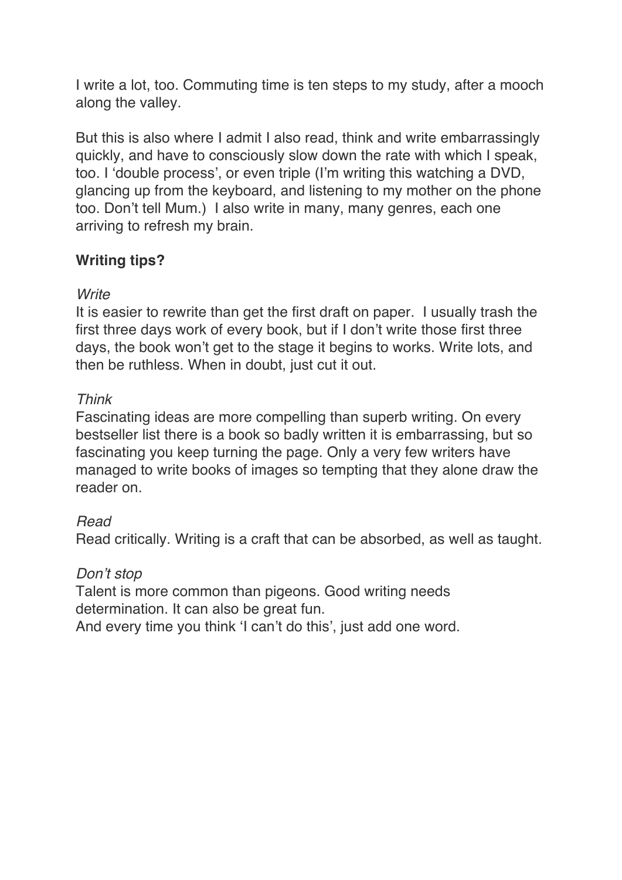I write a lot, too. Commuting time is ten steps to my study, after a mooch along the valley.

But this is also where I admit I also read, think and write embarrassingly quickly, and have to consciously slow down the rate with which I speak, too. I 'double process', or even triple (I'm writing this watching a DVD, glancing up from the keyboard, and listening to my mother on the phone too. Don't tell Mum.) I also write in many, many genres, each one arriving to refresh my brain.

**Writing tips?**

*Write*
It is easier to rewrite than get the first draft on paper. I usually trash the first three days work of every book, but if I don't write those first three days, the book won't get to the stage it begins to works. Write lots, and then be ruthless. When in doubt, just cut it out.

*Think*
Fascinating ideas are more compelling than superb writing. On every bestseller list there is a book so badly written it is embarrassing, but so fascinating you keep turning the page. Only a very few writers have managed to write books of images so tempting that they alone draw the reader on.

*Read*
Read critically. Writing is a craft that can be absorbed, as well as taught.

*Don't stop*
Talent is more common than pigeons. Good writing needs determination. It can also be great fun.
And every time you think 'I can't do this', just add one word.